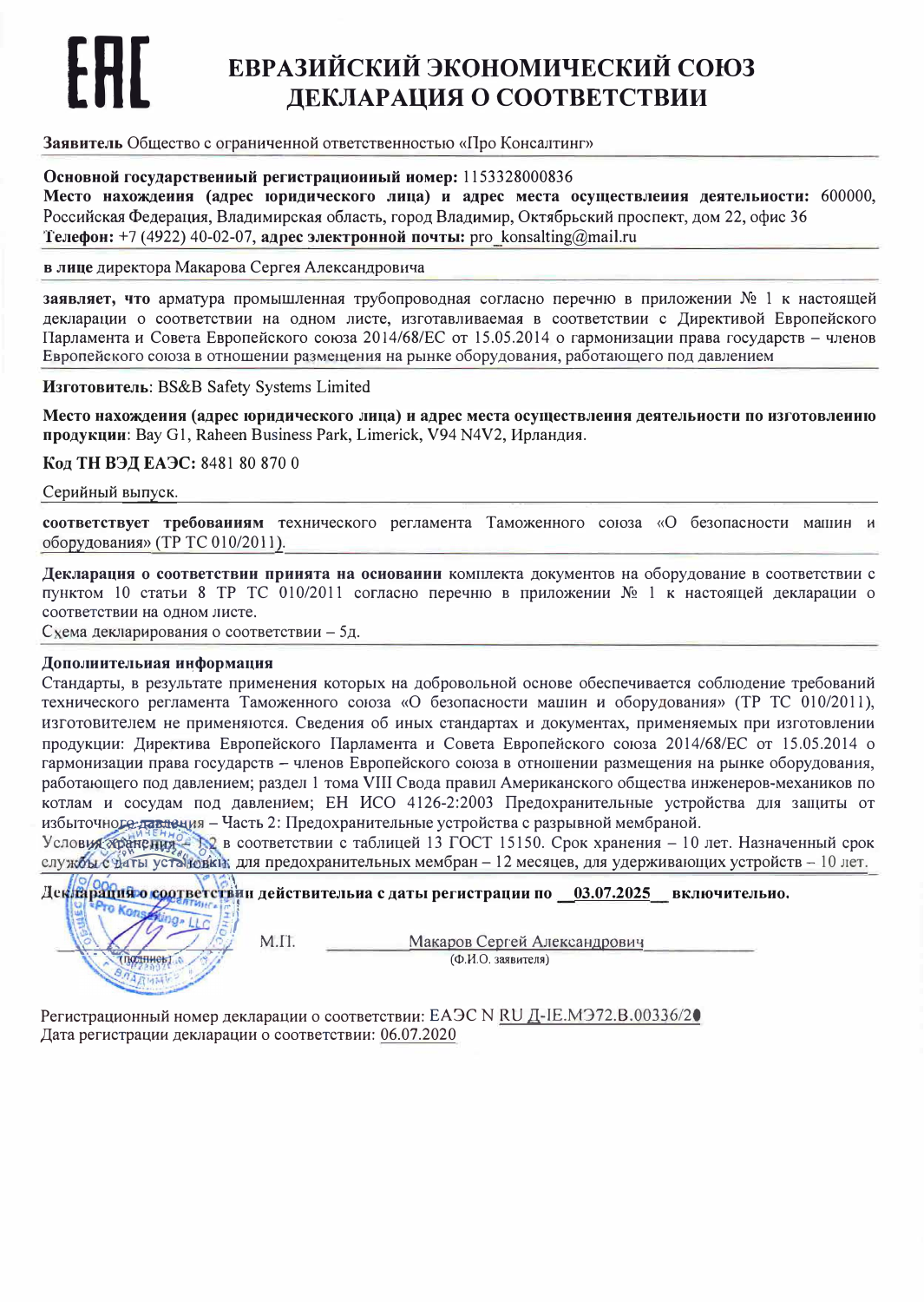# ЕАЭ

# ЕВРАЗИЙСКИЙ ЭКОНОМИЧЕСКИЙ СОЮЗ
# ДЕКЛАРАЦИЯ О СООТВЕТСТВИИ

**Заявитель** Общество с ограниченной ответственностью «Про Консалтинг»

**Основной государственный регистрационный номер:** 1153328000836
**Место нахождения (адрес юридического лица) и адрес места осуществления деятельности:** 600000, Российская Федерация, Владимирская область, город Владимир, Октябрьский проспект, дом 22, офис 36
**Телефон:** +7 (4922) 40-02-07, **адрес электронной почты:** pro_konsalting@mail.ru

**в лице** директора Макарова Сергея Александровича

**заявляет, что** арматура промышленная трубопроводная согласно перечню в приложении № 1 к настоящей декларации о соответствии на одном листе, изготавливаемая в соответствии с Директивой Европейского Парламента и Совета Европейского союза 2014/68/ЕС от 15.05.2014 о гармонизации права государств – членов Европейского союза в отношении размещения на рынке оборудования, работающего под давлением

**Изготовитель**: BS&B Safety Systems Limited

**Место нахождения (адрес юридического лица) и адрес места осуществления деятельности по изготовлению продукции**: Bay G1, Raheen Business Park, Limerick, V94 N4V2, Ирландия.

**Код ТН ВЭД ЕАЭС:** 8481 80 870 0

Серийный выпуск.

**соответствует требованиям** технического регламента Таможенного союза «О безопасности машин и оборудования» (ТР ТС 010/2011).

**Декларация о соответствии принята на основании** комплекта документов на оборудование в соответствии с пунктом 10 статьи 8 ТР ТС 010/2011 согласно перечню в приложении № 1 к настоящей декларации о соответствии на одном листе.
Схема декларирования о соответствии – 5д.

**Дополнительная информация**
Стандарты, в результате применения которых на добровольной основе обеспечивается соблюдение требований технического регламента Таможенного союза «О безопасности машин и оборудования» (ТР ТС 010/2011), изготовителем не применяются. Сведения об иных стандартах и документах, применяемых при изготовлении продукции: Директива Европейского Парламента и Совета Европейского союза 2014/68/ЕС от 15.05.2014 о гармонизации права государств – членов Европейского союза в отношении размещения на рынке оборудования, работающего под давлением; раздел 1 тома VIII Свода правил Американского общества инженеров-механиков по котлам и сосудам под давлением; ЕН ИСО 4126-2:2003 Предохранительные устройства для защиты от избыточного давления – Часть 2: Предохранительные устройства с разрывной мембраной.
Условия хранения – 1.2 в соответствии с таблицей 13 ГОСТ 15150. Срок хранения – 10 лет. Назначенный срок службы с даты установки: для предохранительных мембран – 12 месяцев, для удерживающих устройств – 10 лет.

**Декларация о соответствии действительна с даты регистрации по 03.07.2025 включительно.**

(подпись) М.П. Макаров Сергей Александрович
(Ф.И.О. заявителя)

Регистрационный номер декларации о соответствии: ЕАЭС N RU Д-IE.МЭ72.В.00336/20
Дата регистрации декларации о соответствии: 06.07.2020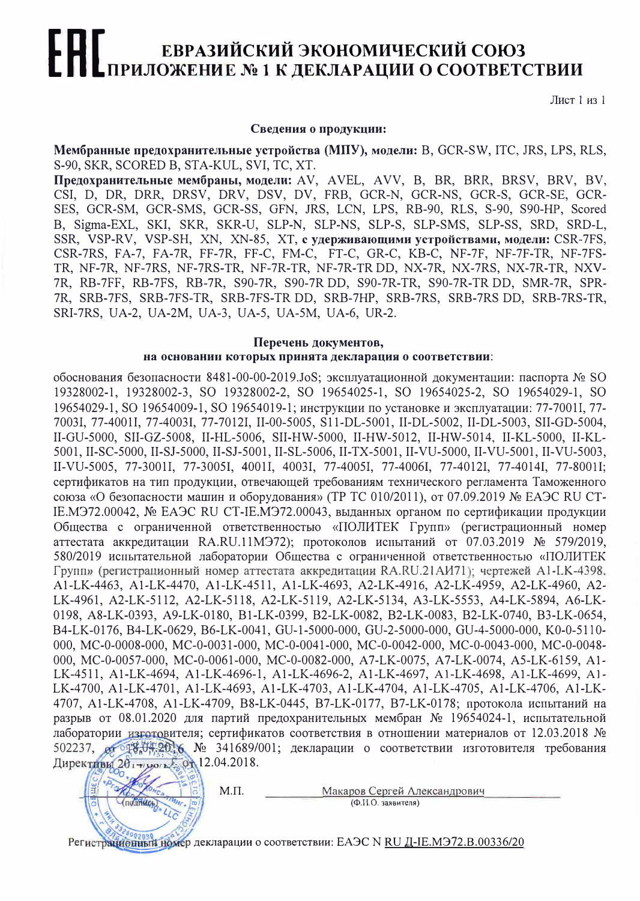# ЕАЭС ЕВРАЗИЙСКИЙ ЭКОНОМИЧЕСКИЙ СОЮЗ
## ПРИЛОЖЕНИЕ № 1 К ДЕКЛАРАЦИИ О СООТВЕТСТВИИ

Лист 1 из 1

**Сведения о продукции:**

**Мембранные предохранительные устройства (МПУ), модели:** B, GCR-SW, ITC, JRS, LPS, RLS, S-90, SKR, SCORED B, STA-KUL, SVI, TC, XT.
**Предохранительные мембраны, модели:** AV, AVEL, AVV, B, BR, BRR, BRSV, BRV, BV, CSI, D, DR, DRR, DRSV, DRV, DSV, DV, FRB, GCR-N, GCR-NS, GCR-S, GCR-SE, GCR-SES, GCR-SM, GCR-SMS, GCR-SS, GFN, JRS, LCN, LPS, RB-90, RLS, S-90, S90-HP, Scored B, Sigma-EXL, SKI, SKR, SKR-U, SLP-N, SLP-NS, SLP-S, SLP-SMS, SLP-SS, SRD, SRD-L, SSR, VSP-RV, VSP-SH, XN, XN-85, XT, **с удерживающими устройствами, модели:** CSR-7FS, CSR-7RS, FA-7, FA-7R, FF-7R, FF-C, FM-C, FT-C, GR-C, KB-C, NF-7F, NF-7F-TR, NF-7FS-TR, NF-7R, NF-7RS, NF-7RS-TR, NF-7R-TR, NF-7R-TR DD, NX-7R, NX-7RS, NX-7R-TR, NXV-7R, RB-7FF, RB-7FS, RB-7R, S90-7R, S90-7R DD, S90-7R-TR, S90-7R-TR DD, SMR-7R, SPR-7R, SRB-7FS, SRB-7FS-TR, SRB-7FS-TR DD, SRB-7HP, SRB-7RS, SRB-7RS DD, SRB-7RS-TR, SRI-7RS, UA-2, UA-2M, UA-3, UA-5, UA-5M, UA-6, UR-2.

**Перечень документов, на основании которых принята декларация о соответствии:**

обоснования безопасности 8481-00-00-2019.JoS; эксплуатационной документации: паспорта № SO 19328002-1, 19328002-3, SO 19328002-2, SO 19654025-1, SO 19654025-2, SO 19654029-1, SO 19654029-1, SO 19654009-1, SO 19654019-1; инструкции по установке и эксплуатации: 77-7001I, 77-7003I, 77-4001I, 77-4003I, 77-7012I, II-00-5005, S11-DL-5001, II-DL-5002, II-DL-5003, SII-GD-5004, II-GU-5000, SII-GZ-5008, II-HL-5006, SII-HW-5000, II-HW-5012, II-HW-5014, II-KL-5000, II-KL-5001, II-SC-5000, II-SJ-5000, II-SJ-5001, II-SL-5006, II-TX-5001, II-VU-5000, II-VU-5001, II-VU-5003, II-VU-5005, 77-3001I, 77-3005I, 4001I, 4003I, 77-4005I, 77-4006I, 77-4012I, 77-4014I, 77-8001I; сертификатов на тип продукции, отвечающей требованиям технического регламента Таможенного союза «О безопасности машин и оборудования» (ТР ТС 010/2011), от 07.09.2019 № ЕАЭС RU C-IE.МЭ72.00042, № ЕАЭС RU CT-IE.МЭ72.00043, выданных органом по сертификации продукции Общества с ограниченной ответственностью «ПОЛИТЕК Групп» (регистрационный номер аттестата аккредитации RA.RU.11МЭ72); протоколов испытаний от 07.03.2019 № 579/2019, 580/2019 испытательной лаборатории Общества с ограниченной ответственностью «ПОЛИТЕК Групп» (регистрационный номер аттестата аккредитации RA.RU.21АИ71); чертежей A1-LK-4398, A1-LK-4463, A1-LK-4470, A1-LK-4511, A1-LK-4693, A2-LK-4916, A2-LK-4959, A2-LK-4960, A2-LK-4961, A2-LK-5112, A2-LK-5118, A2-LK-5119, A2-LK-5134, A3-LK-5553, A4-LK-5894, A6-LK-0198, A8-LK-0393, A9-LK-0180, B1-LK-0399, B2-LK-0082, B2-LK-0083, B2-LK-0740, B3-LK-0654, B4-LK-0176, B4-LK-0629, B6-LK-0041, GU-1-5000-000, GU-2-5000-000, GU-4-5000-000, K0-0-5110-000, MC-0-0008-000, MC-0-0031-000, MC-0-0041-000, MC-0-0042-000, MC-0-0043-000, MC-0-0048-000, MC-0-0057-000, MC-0-0061-000, MC-0-0082-000, A7-LK-0075, A7-LK-0074, A5-LK-6159, A1-LK-4511, A1-LK-4694, A1-LK-4696-1, A1-LK-4696-2, A1-LK-4697, A1-LK-4698, A1-LK-4699, A1-LK-4700, A1-LK-4701, A1-LK-4693, A1-LK-4703, A1-LK-4704, A1-LK-4705, A1-LK-4706, A1-LK-4707, A1-LK-4708, A1-LK-4709, B8-LK-0445, B7-LK-0177, B7-LK-0178; протокола испытаний на разрыв от 08.01.2020 для партий предохранительных мембран № 19654024-1, испытательной лаборатории изготовителя; сертификатов соответствия в отношении материалов от 12.03.2018 № 502237, от 18.07.2016 № 341689/001; декларации о соответствии изготовителя требования Директивы 2014/68/EU от 12.04.2018.

(подпись) М.П. Макаров Сергей Александрович (Ф.И.О. заявителя)

Регистрационный номер декларации о соответствии: ЕАЭС N RU Д-IE.МЭ72.В.00336/20